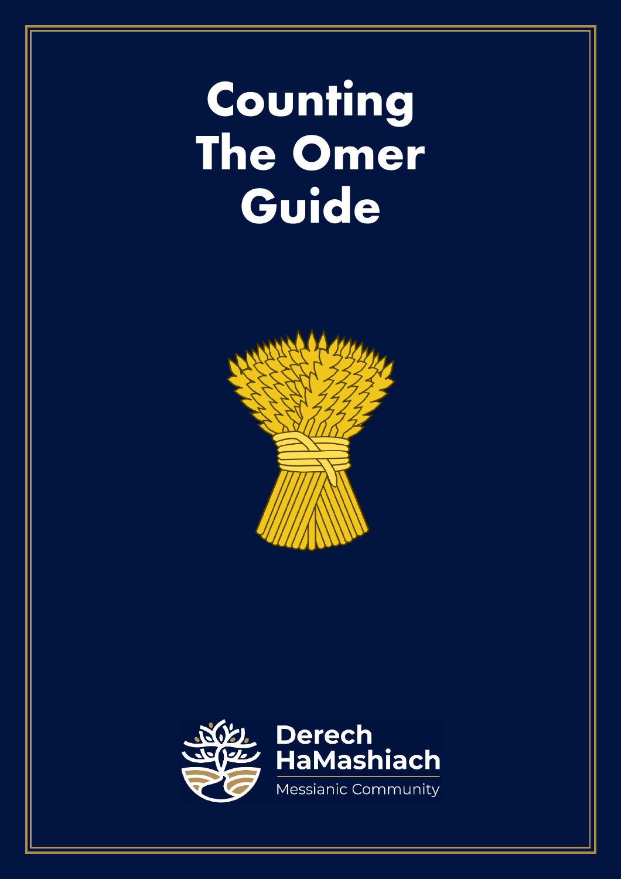# Counting The Omer Guide

Derech HaMashiach

Messianic Community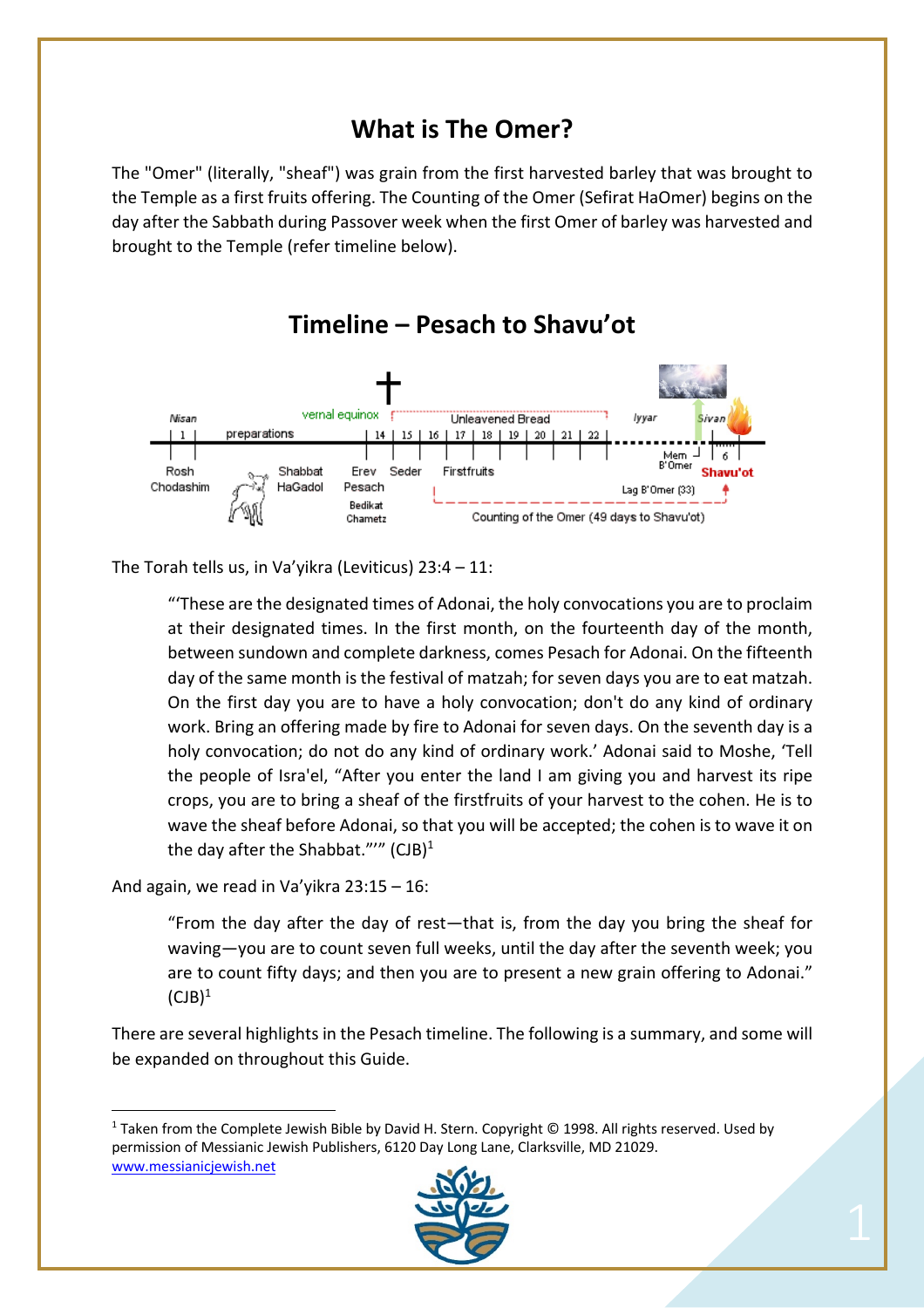## What is The Omer?

The "Omer" (literally, "sheaf") was grain from the first harvested barley that was brought to the Temple as a first fruits offering. The Counting of the Omer (Sefirat HaOmer) begins on the day after the Sabbath during Passover week when the first Omer of barley was harvested and brought to the Temple (refer timeline below).

## Timeline – Pesach to Shavu'ot

Nisan | 1 | preparations | vernal equinox | 14 | 15 | 16 | 17 | 18 | 19 | 20 | 21 | 22 | Unleavened Bread | Iyyar | Sivan | 6

Rosh Chodashim | Shabbat HaGadol | Erev Pesach | Bedikat Chametz | Seder | Firstfruits | Mem B'Omer | Lag B'Omer (33) | Shavu'ot | Counting of the Omer (49 days to Shavu'ot)

The Torah tells us, in Va'yikra (Leviticus) 23:4 – 11:

> "'These are the designated times of Adonai, the holy convocations you are to proclaim at their designated times. In the first month, on the fourteenth day of the month, between sundown and complete darkness, comes Pesach for Adonai. On the fifteenth day of the same month is the festival of matzah; for seven days you are to eat matzah. On the first day you are to have a holy convocation; don't do any kind of ordinary work. Bring an offering made by fire to Adonai for seven days. On the seventh day is a holy convocation; do not do any kind of ordinary work.' Adonai said to Moshe, 'Tell the people of Isra'el, "After you enter the land I am giving you and harvest its ripe crops, you are to bring a sheaf of the firstfruits of your harvest to the cohen. He is to wave the sheaf before Adonai, so that you will be accepted; the cohen is to wave it on the day after the Shabbat."'" (CJB)[1]

And again, we read in Va'yikra 23:15 – 16:

> "From the day after the day of rest—that is, from the day you bring the sheaf for waving—you are to count seven full weeks, until the day after the seventh week; you are to count fifty days; and then you are to present a new grain offering to Adonai." (CJB)[1]

There are several highlights in the Pesach timeline. The following is a summary, and some will be expanded on throughout this Guide.

---

[1] Taken from the Complete Jewish Bible by David H. Stern. Copyright © 1998. All rights reserved. Used by permission of Messianic Jewish Publishers, 6120 Day Long Lane, Clarksville, MD 21029. www.messianicjewish.net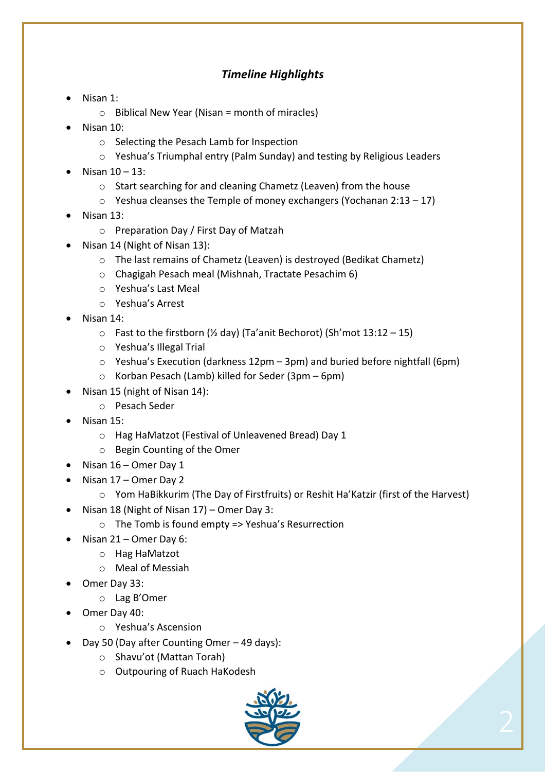### *Timeline Highlights*

- Nisan 1:
    - Biblical New Year (Nisan = month of miracles)
- Nisan 10:
    - Selecting the Pesach Lamb for Inspection
    - Yeshua's Triumphal entry (Palm Sunday) and testing by Religious Leaders
- Nisan 10 – 13:
    - Start searching for and cleaning Chametz (Leaven) from the house
    - Yeshua cleanses the Temple of money exchangers (Yochanan 2:13 – 17)
- Nisan 13:
    - Preparation Day / First Day of Matzah
- Nisan 14 (Night of Nisan 13):
    - The last remains of Chametz (Leaven) is destroyed (Bedikat Chametz)
    - Chagigah Pesach meal (Mishnah, Tractate Pesachim 6)
    - Yeshua's Last Meal
    - Yeshua's Arrest
- Nisan 14:
    - Fast to the firstborn (½ day) (Ta'anit Bechorot) (Sh'mot 13:12 – 15)
    - Yeshua's Illegal Trial
    - Yeshua's Execution (darkness 12pm – 3pm) and buried before nightfall (6pm)
    - Korban Pesach (Lamb) killed for Seder (3pm – 6pm)
- Nisan 15 (night of Nisan 14):
    - Pesach Seder
- Nisan 15:
    - Hag HaMatzot (Festival of Unleavened Bread) Day 1
    - Begin Counting of the Omer
- Nisan 16 – Omer Day 1
- Nisan 17 – Omer Day 2
    - Yom HaBikkurim (The Day of Firstfruits) or Reshit Ha'Katzir (first of the Harvest)
- Nisan 18 (Night of Nisan 17) – Omer Day 3:
    - The Tomb is found empty => Yeshua's Resurrection
- Nisan 21 – Omer Day 6:
    - Hag HaMatzot
    - Meal of Messiah
- Omer Day 33:
    - Lag B'Omer
- Omer Day 40:
    - Yeshua's Ascension
- Day 50 (Day after Counting Omer – 49 days):
    - Shavu'ot (Mattan Torah)
    - Outpouring of Ruach HaKodesh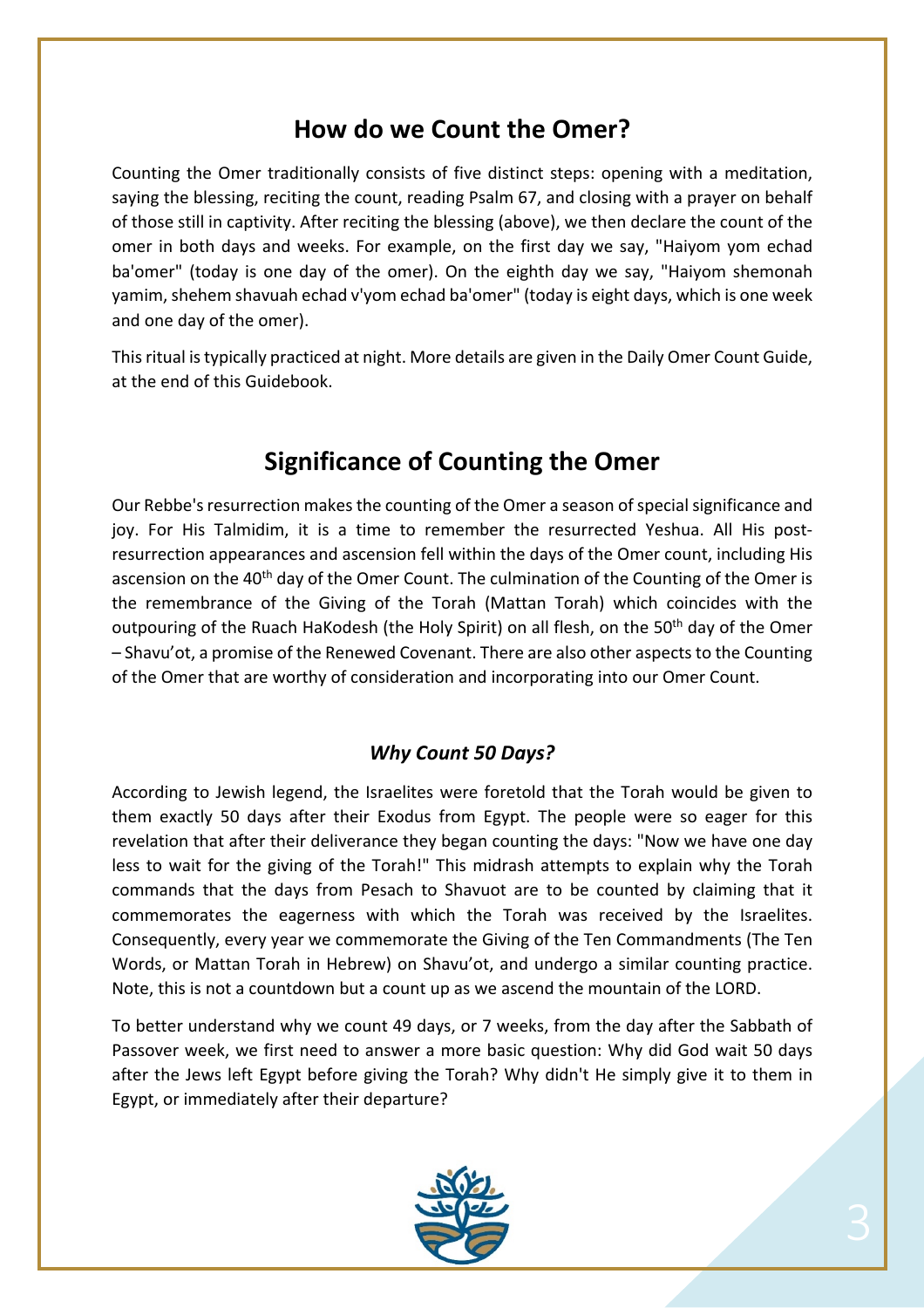## How do we Count the Omer?

Counting the Omer traditionally consists of five distinct steps: opening with a meditation, saying the blessing, reciting the count, reading Psalm 67, and closing with a prayer on behalf of those still in captivity. After reciting the blessing (above), we then declare the count of the omer in both days and weeks. For example, on the first day we say, "Haiyom yom echad ba'omer" (today is one day of the omer). On the eighth day we say, "Haiyom shemonah yamim, shehem shavuah echad v'yom echad ba'omer" (today is eight days, which is one week and one day of the omer).

This ritual is typically practiced at night. More details are given in the Daily Omer Count Guide, at the end of this Guidebook.

## Significance of Counting the Omer

Our Rebbe's resurrection makes the counting of the Omer a season of special significance and joy. For His Talmidim, it is a time to remember the resurrected Yeshua. All His post-resurrection appearances and ascension fell within the days of the Omer count, including His ascension on the 40th day of the Omer Count. The culmination of the Counting of the Omer is the remembrance of the Giving of the Torah (Mattan Torah) which coincides with the outpouring of the Ruach HaKodesh (the Holy Spirit) on all flesh, on the 50th day of the Omer – Shavu'ot, a promise of the Renewed Covenant. There are also other aspects to the Counting of the Omer that are worthy of consideration and incorporating into our Omer Count.

### *Why Count 50 Days?*

According to Jewish legend, the Israelites were foretold that the Torah would be given to them exactly 50 days after their Exodus from Egypt. The people were so eager for this revelation that after their deliverance they began counting the days: "Now we have one day less to wait for the giving of the Torah!" This midrash attempts to explain why the Torah commands that the days from Pesach to Shavuot are to be counted by claiming that it commemorates the eagerness with which the Torah was received by the Israelites. Consequently, every year we commemorate the Giving of the Ten Commandments (The Ten Words, or Mattan Torah in Hebrew) on Shavu'ot, and undergo a similar counting practice. Note, this is not a countdown but a count up as we ascend the mountain of the LORD.

To better understand why we count 49 days, or 7 weeks, from the day after the Sabbath of Passover week, we first need to answer a more basic question: Why did God wait 50 days after the Jews left Egypt before giving the Torah? Why didn't He simply give it to them in Egypt, or immediately after their departure?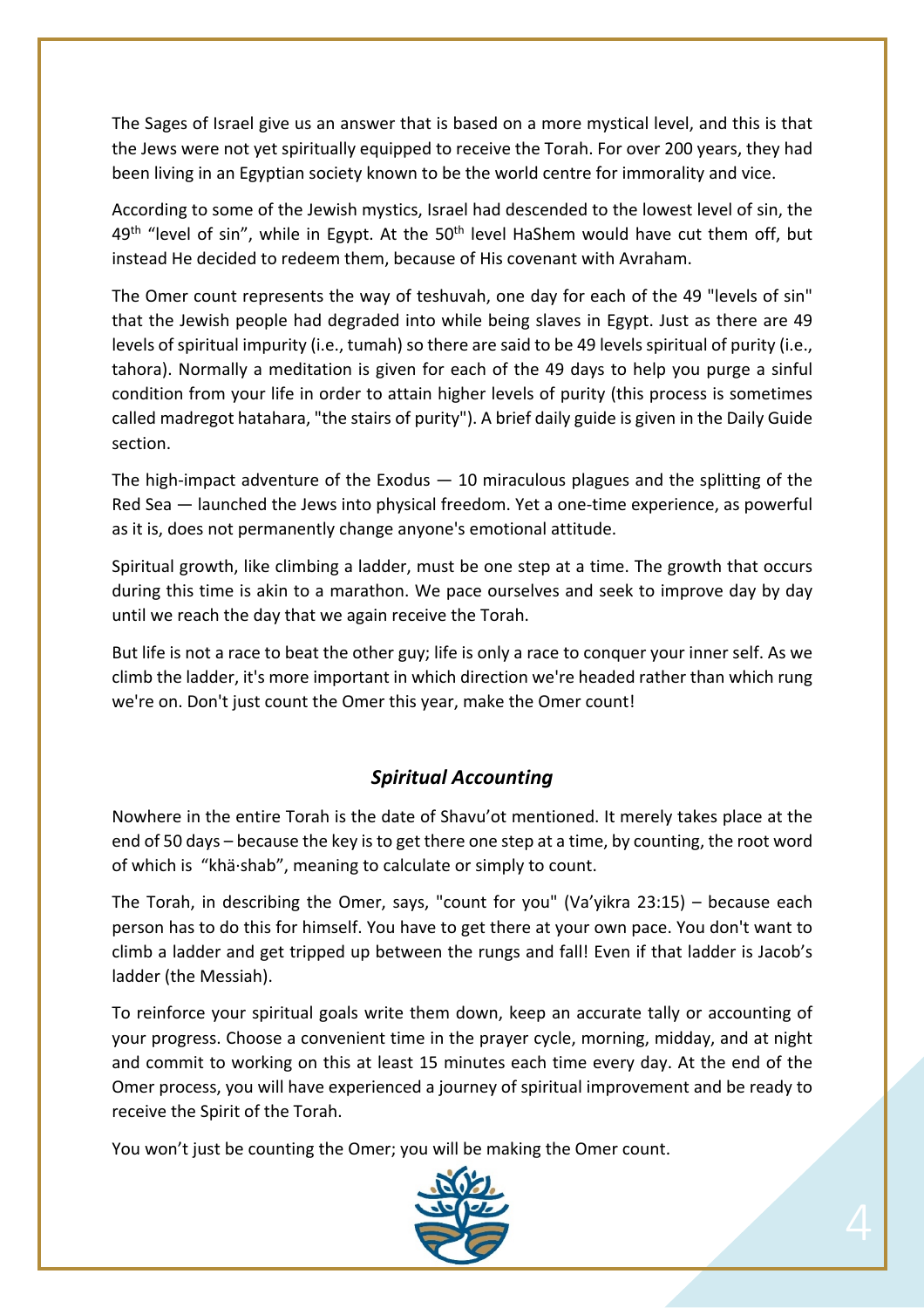The Sages of Israel give us an answer that is based on a more mystical level, and this is that the Jews were not yet spiritually equipped to receive the Torah. For over 200 years, they had been living in an Egyptian society known to be the world centre for immorality and vice.

According to some of the Jewish mystics, Israel had descended to the lowest level of sin, the 49th "level of sin", while in Egypt. At the 50th level HaShem would have cut them off, but instead He decided to redeem them, because of His covenant with Avraham.

The Omer count represents the way of teshuvah, one day for each of the 49 "levels of sin" that the Jewish people had degraded into while being slaves in Egypt. Just as there are 49 levels of spiritual impurity (i.e., tumah) so there are said to be 49 levels spiritual of purity (i.e., tahora). Normally a meditation is given for each of the 49 days to help you purge a sinful condition from your life in order to attain higher levels of purity (this process is sometimes called madregot hatahara, "the stairs of purity"). A brief daily guide is given in the Daily Guide section.

The high-impact adventure of the Exodus — 10 miraculous plagues and the splitting of the Red Sea — launched the Jews into physical freedom. Yet a one-time experience, as powerful as it is, does not permanently change anyone's emotional attitude.

Spiritual growth, like climbing a ladder, must be one step at a time. The growth that occurs during this time is akin to a marathon. We pace ourselves and seek to improve day by day until we reach the day that we again receive the Torah.

But life is not a race to beat the other guy; life is only a race to conquer your inner self. As we climb the ladder, it's more important in which direction we're headed rather than which rung we're on. Don't just count the Omer this year, make the Omer count!

### *Spiritual Accounting*

Nowhere in the entire Torah is the date of Shavu'ot mentioned. It merely takes place at the end of 50 days – because the key is to get there one step at a time, by counting, the root word of which is "khä·shab", meaning to calculate or simply to count.

The Torah, in describing the Omer, says, "count for you" (Va'yikra 23:15) – because each person has to do this for himself. You have to get there at your own pace. You don't want to climb a ladder and get tripped up between the rungs and fall! Even if that ladder is Jacob's ladder (the Messiah).

To reinforce your spiritual goals write them down, keep an accurate tally or accounting of your progress. Choose a convenient time in the prayer cycle, morning, midday, and at night and commit to working on this at least 15 minutes each time every day. At the end of the Omer process, you will have experienced a journey of spiritual improvement and be ready to receive the Spirit of the Torah.

You won't just be counting the Omer; you will be making the Omer count.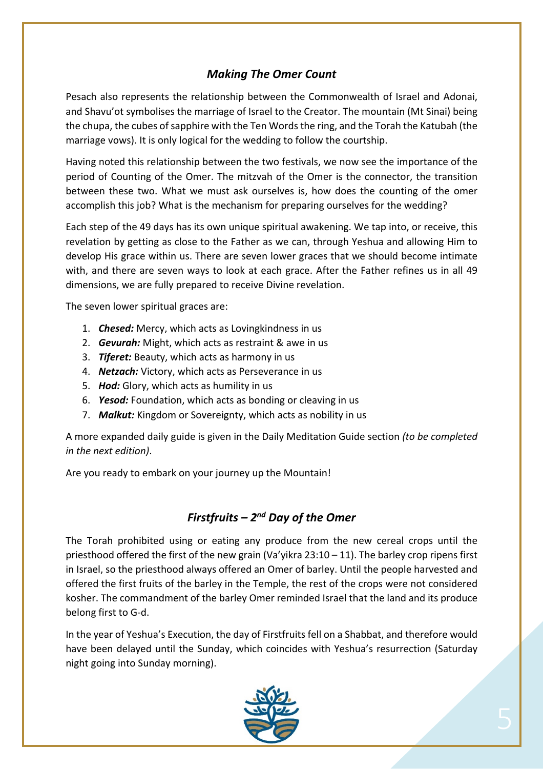## *Making The Omer Count*

Pesach also represents the relationship between the Commonwealth of Israel and Adonai, and Shavu'ot symbolises the marriage of Israel to the Creator. The mountain (Mt Sinai) being the chupa, the cubes of sapphire with the Ten Words the ring, and the Torah the Katubah (the marriage vows). It is only logical for the wedding to follow the courtship.

Having noted this relationship between the two festivals, we now see the importance of the period of Counting of the Omer. The mitzvah of the Omer is the connector, the transition between these two. What we must ask ourselves is, how does the counting of the omer accomplish this job? What is the mechanism for preparing ourselves for the wedding?

Each step of the 49 days has its own unique spiritual awakening. We tap into, or receive, this revelation by getting as close to the Father as we can, through Yeshua and allowing Him to develop His grace within us. There are seven lower graces that we should become intimate with, and there are seven ways to look at each grace. After the Father refines us in all 49 dimensions, we are fully prepared to receive Divine revelation.

The seven lower spiritual graces are:

1. ***Chesed:*** Mercy, which acts as Lovingkindness in us
2. ***Gevurah:*** Might, which acts as restraint & awe in us
3. ***Tiferet:*** Beauty, which acts as harmony in us
4. ***Netzach:*** Victory, which acts as Perseverance in us
5. ***Hod:*** Glory, which acts as humility in us
6. ***Yesod:*** Foundation, which acts as bonding or cleaving in us
7. ***Malkut:*** Kingdom or Sovereignty, which acts as nobility in us

A more expanded daily guide is given in the Daily Meditation Guide section *(to be completed in the next edition)*.

Are you ready to embark on your journey up the Mountain!

## *Firstfruits – 2nd Day of the Omer*

The Torah prohibited using or eating any produce from the new cereal crops until the priesthood offered the first of the new grain (Va'yikra 23:10 – 11). The barley crop ripens first in Israel, so the priesthood always offered an Omer of barley. Until the people harvested and offered the first fruits of the barley in the Temple, the rest of the crops were not considered kosher. The commandment of the barley Omer reminded Israel that the land and its produce belong first to G-d.

In the year of Yeshua's Execution, the day of Firstfruits fell on a Shabbat, and therefore would have been delayed until the Sunday, which coincides with Yeshua's resurrection (Saturday night going into Sunday morning).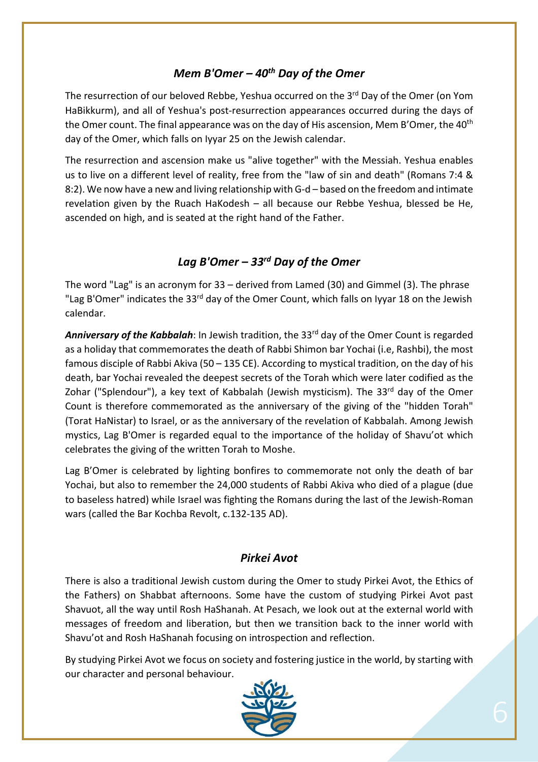## *Mem B'Omer – 40th Day of the Omer*

The resurrection of our beloved Rebbe, Yeshua occurred on the 3rd Day of the Omer (on Yom HaBikkurm), and all of Yeshua's post-resurrection appearances occurred during the days of the Omer count. The final appearance was on the day of His ascension, Mem B'Omer, the 40th day of the Omer, which falls on Iyyar 25 on the Jewish calendar.

The resurrection and ascension make us "alive together" with the Messiah. Yeshua enables us to live on a different level of reality, free from the "law of sin and death" (Romans 7:4 & 8:2). We now have a new and living relationship with G-d – based on the freedom and intimate revelation given by the Ruach HaKodesh – all because our Rebbe Yeshua, blessed be He, ascended on high, and is seated at the right hand of the Father.

## *Lag B'Omer – 33rd Day of the Omer*

The word "Lag" is an acronym for 33 – derived from Lamed (30) and Gimmel (3). The phrase "Lag B'Omer" indicates the 33rd day of the Omer Count, which falls on Iyyar 18 on the Jewish calendar.

***Anniversary of the Kabbalah***: In Jewish tradition, the 33rd day of the Omer Count is regarded as a holiday that commemorates the death of Rabbi Shimon bar Yochai (i.e, Rashbi), the most famous disciple of Rabbi Akiva (50 – 135 CE). According to mystical tradition, on the day of his death, bar Yochai revealed the deepest secrets of the Torah which were later codified as the Zohar ("Splendour"), a key text of Kabbalah (Jewish mysticism). The 33rd day of the Omer Count is therefore commemorated as the anniversary of the giving of the "hidden Torah" (Torat HaNistar) to Israel, or as the anniversary of the revelation of Kabbalah. Among Jewish mystics, Lag B'Omer is regarded equal to the importance of the holiday of Shavu'ot which celebrates the giving of the written Torah to Moshe.

Lag B'Omer is celebrated by lighting bonfires to commemorate not only the death of bar Yochai, but also to remember the 24,000 students of Rabbi Akiva who died of a plague (due to baseless hatred) while Israel was fighting the Romans during the last of the Jewish-Roman wars (called the Bar Kochba Revolt, c.132-135 AD).

## *Pirkei Avot*

There is also a traditional Jewish custom during the Omer to study Pirkei Avot, the Ethics of the Fathers) on Shabbat afternoons. Some have the custom of studying Pirkei Avot past Shavuot, all the way until Rosh HaShanah. At Pesach, we look out at the external world with messages of freedom and liberation, but then we transition back to the inner world with Shavu'ot and Rosh HaShanah focusing on introspection and reflection.

By studying Pirkei Avot we focus on society and fostering justice in the world, by starting with our character and personal behaviour.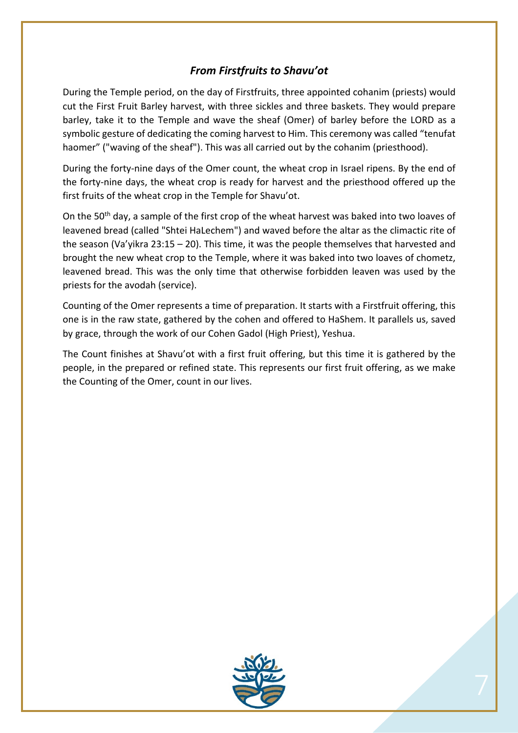### *From Firstfruits to Shavu'ot*

During the Temple period, on the day of Firstfruits, three appointed cohanim (priests) would cut the First Fruit Barley harvest, with three sickles and three baskets. They would prepare barley, take it to the Temple and wave the sheaf (Omer) of barley before the LORD as a symbolic gesture of dedicating the coming harvest to Him. This ceremony was called "tenufat haomer" ("waving of the sheaf"). This was all carried out by the cohanim (priesthood).

During the forty-nine days of the Omer count, the wheat crop in Israel ripens. By the end of the forty-nine days, the wheat crop is ready for harvest and the priesthood offered up the first fruits of the wheat crop in the Temple for Shavu'ot.

On the 50th day, a sample of the first crop of the wheat harvest was baked into two loaves of leavened bread (called "Shtei HaLechem") and waved before the altar as the climactic rite of the season (Va'yikra 23:15 – 20). This time, it was the people themselves that harvested and brought the new wheat crop to the Temple, where it was baked into two loaves of chometz, leavened bread. This was the only time that otherwise forbidden leaven was used by the priests for the avodah (service).

Counting of the Omer represents a time of preparation. It starts with a Firstfruit offering, this one is in the raw state, gathered by the cohen and offered to HaShem. It parallels us, saved by grace, through the work of our Cohen Gadol (High Priest), Yeshua.

The Count finishes at Shavu'ot with a first fruit offering, but this time it is gathered by the people, in the prepared or refined state. This represents our first fruit offering, as we make the Counting of the Omer, count in our lives.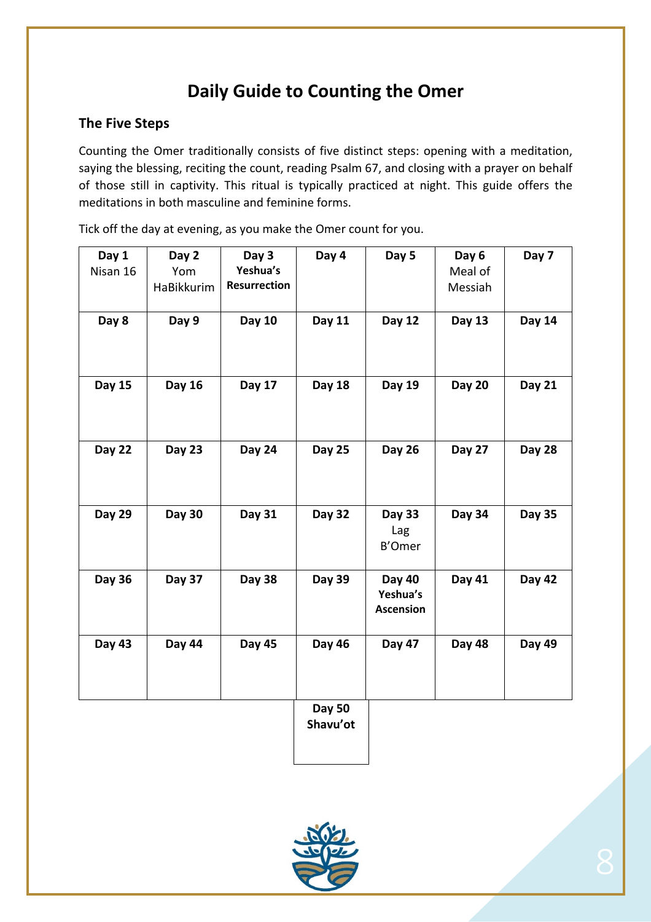# Daily Guide to Counting the Omer

## The Five Steps

Counting the Omer traditionally consists of five distinct steps: opening with a meditation, saying the blessing, reciting the count, reading Psalm 67, and closing with a prayer on behalf of those still in captivity. This ritual is typically practiced at night. This guide offers the meditations in both masculine and feminine forms.

Tick off the day at evening, as you make the Omer count for you.

| **Day 1** Nisan 16 | **Day 2** Yom HaBikkurim | **Day 3** **Yeshua's Resurrection** | **Day 4** | **Day 5** | **Day 6** Meal of Messiah | **Day 7** |
|---|---|---|---|---|---|---|
| **Day 8** | **Day 9** | **Day 10** | **Day 11** | **Day 12** | **Day 13** | **Day 14** |
| **Day 15** | **Day 16** | **Day 17** | **Day 18** | **Day 19** | **Day 20** | **Day 21** |
| **Day 22** | **Day 23** | **Day 24** | **Day 25** | **Day 26** | **Day 27** | **Day 28** |
| **Day 29** | **Day 30** | **Day 31** | **Day 32** | **Day 33** Lag B'Omer | **Day 34** | **Day 35** |
| **Day 36** | **Day 37** | **Day 38** | **Day 39** | **Day 40** **Yeshua's Ascension** | **Day 41** | **Day 42** |
| **Day 43** | **Day 44** | **Day 45** | **Day 46** | **Day 47** | **Day 48** | **Day 49** |
| | | | **Day 50** **Shavu'ot** | | | |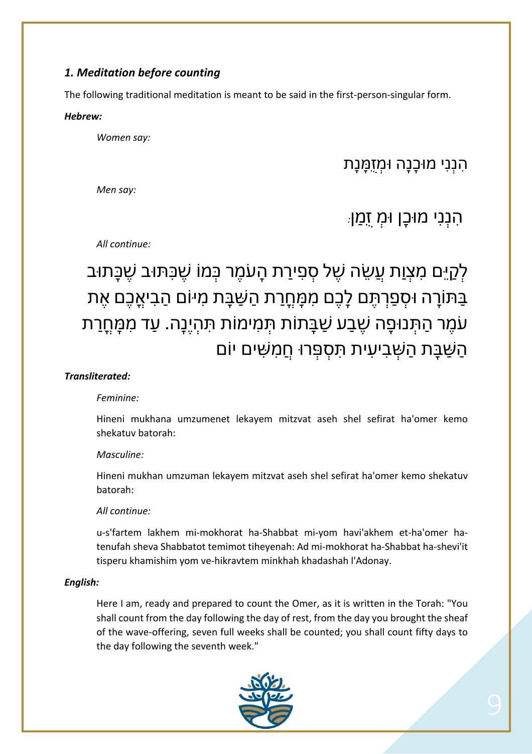***1. Meditation before counting***

The following traditional meditation is meant to be said in the first-person-singular form.

***Hebrew:***

*Women say:*

הִנְנִי מוּכָנָה וּמְזֻמָּנָת

*Men say:*

הִנְנִי מוּכָן וּמְ זֻמַּן:

*All continue:*

לְקַיֵּם מִצְוַת עֲשֵׂה שֶׁל סְפִירַת הָעֹמֶר כְּמוֹ שֶׁכָּתוּב שֶׁכָּתוּב בַּתּוֹרָה וּסְפַרְתֶּם לָכֶם מִמָּחֳרַת הַשַּׁבָּת מִיּוֹם הֲבִיאֲכֶם אֶת עֹמֶר הַתְּנוּפָה שֶׁבַע שַׁבָּתוֹת תְּמִימוֹת תִּהְיֶנָה. עַד מִמָּחֳרַת הַשַּׁבָּת הַשְּׁבִיעִית תִּסְפְּרוּ חֲמִשִּׁים יוֹם

***Transliterated:***

*Feminine:*

Hineni mukhana umzumenet lekayem mitzvat aseh shel sefirat ha'omer kemo shekatuv batorah:

*Masculine:*

Hineni mukhan umzuman lekayem mitzvat aseh shel sefirat ha'omer kemo shekatuv batorah:

*All continue:*

u-s'fartem lakhem mi-mokhorat ha-Shabbat mi-yom havi'akhem et-ha'omer ha-tenufah sheva Shabbatot temimot tiheyenah: Ad mi-mokhorat ha-Shabbat ha-shevi'it tisperu khamishim yom ve-hikravtem minkhah khadashah l'Adonay.

***English:***

Here I am, ready and prepared to count the Omer, as it is written in the Torah: "You shall count from the day following the day of rest, from the day you brought the sheaf of the wave-offering, seven full weeks shall be counted; you shall count fifty days to the day following the seventh week."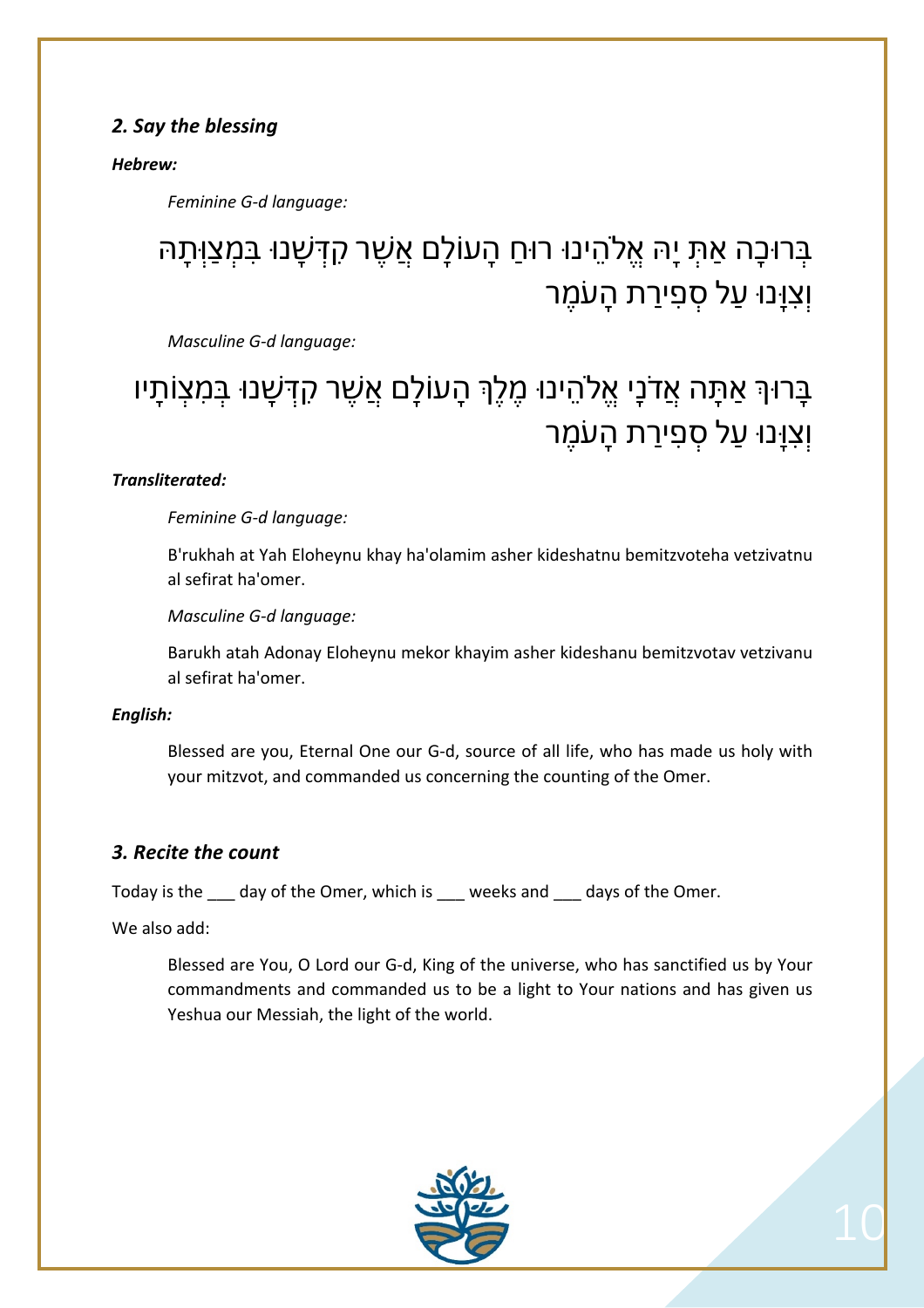### *2. Say the blessing*

***Hebrew:***

*Feminine G-d language:*

בְּרוּכָה אַתְּ יָהּ אֱלֹהֵינוּ רוּחַ הָעוֹלָם אֲשֶׁר קִדְּשָׁנוּ בְּמִצְוֺתֶיהָ וְצִוָּנוּ עַל סְפִירַת הָעֹמֶר

*Masculine G-d language:*

בָּרוּךְ אַתָּה אֲדֹנָי אֱלֹהֵינוּ מֶלֶךְ הָעוֹלָם אֲשֶׁר קִדְּשָׁנוּ בְּמִצְוֹתָיו וְצִוָּנוּ עַל סְפִירַת הָעֹמֶר

***Transliterated:***

*Feminine G-d language:*

B'rukhah at Yah Eloheynu khay ha'olamim asher kideshatnu bemitzvoteha vetzivatnu al sefirat ha'omer.

*Masculine G-d language:*

Barukh atah Adonay Eloheynu mekor khayim asher kideshanu bemitzvotav vetzivanu al sefirat ha'omer.

***English:***

Blessed are you, Eternal One our G-d, source of all life, who has made us holy with your mitzvot, and commanded us concerning the counting of the Omer.

### *3. Recite the count*

Today is the ___ day of the Omer, which is ___ weeks and ___ days of the Omer.

We also add:

Blessed are You, O Lord our G-d, King of the universe, who has sanctified us by Your commandments and commanded us to be a light to Your nations and has given us Yeshua our Messiah, the light of the world.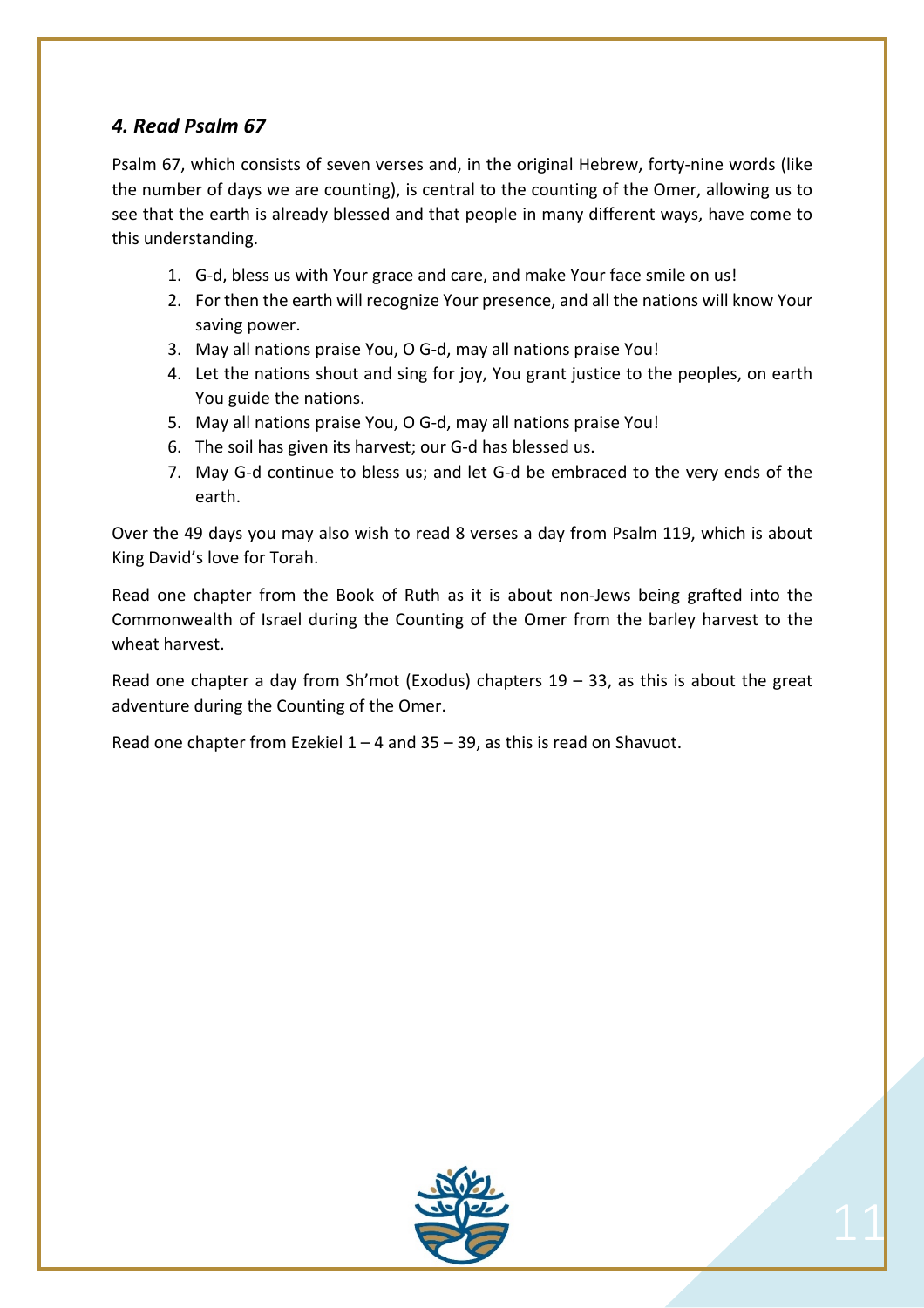### *4. Read Psalm 67*

Psalm 67, which consists of seven verses and, in the original Hebrew, forty-nine words (like the number of days we are counting), is central to the counting of the Omer, allowing us to see that the earth is already blessed and that people in many different ways, have come to this understanding.

1. G-d, bless us with Your grace and care, and make Your face smile on us!
2. For then the earth will recognize Your presence, and all the nations will know Your saving power.
3. May all nations praise You, O G-d, may all nations praise You!
4. Let the nations shout and sing for joy, You grant justice to the peoples, on earth You guide the nations.
5. May all nations praise You, O G-d, may all nations praise You!
6. The soil has given its harvest; our G-d has blessed us.
7. May G-d continue to bless us; and let G-d be embraced to the very ends of the earth.

Over the 49 days you may also wish to read 8 verses a day from Psalm 119, which is about King David's love for Torah.

Read one chapter from the Book of Ruth as it is about non-Jews being grafted into the Commonwealth of Israel during the Counting of the Omer from the barley harvest to the wheat harvest.

Read one chapter a day from Sh'mot (Exodus) chapters 19 – 33, as this is about the great adventure during the Counting of the Omer.

Read one chapter from Ezekiel 1 – 4 and 35 – 39, as this is read on Shavuot.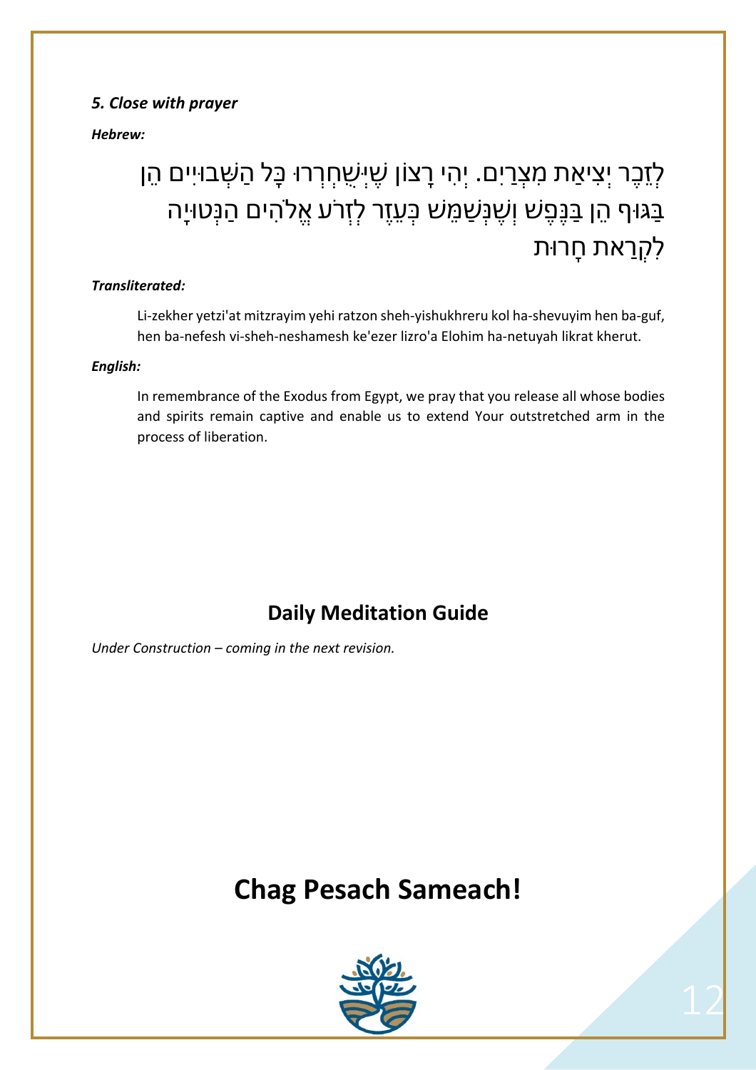***5. Close with prayer***

***Hebrew:***

לְזֵכֶר יְצִיאַת מִצְרַיִם. יְהִי רָצוֹן שֶׁיְּשֻׁחְרְרוּ כָּל הַשְּׁבוּיִים הֵן בַּגּוּף הֵן בַּנֶּפֶשׁ וְשֶׁנְּשַׁמֵּשׁ כְּעֵזֶר לִזְרֹעַ אֱלֹהִים הַנְּטוּיָה לִקְרַאת חֵרוּת

***Transliterated:***

Li-zekher yetzi'at mitzrayim yehi ratzon sheh-yishukhreru kol ha-shevuyim hen ba-guf, hen ba-nefesh vi-sheh-neshamesh ke'ezer lizro'a Elohim ha-netuyah likrat kherut.

***English:***

In remembrance of the Exodus from Egypt, we pray that you release all whose bodies and spirits remain captive and enable us to extend Your outstretched arm in the process of liberation.

## Daily Meditation Guide

*Under Construction – coming in the next revision.*

# Chag Pesach Sameach!